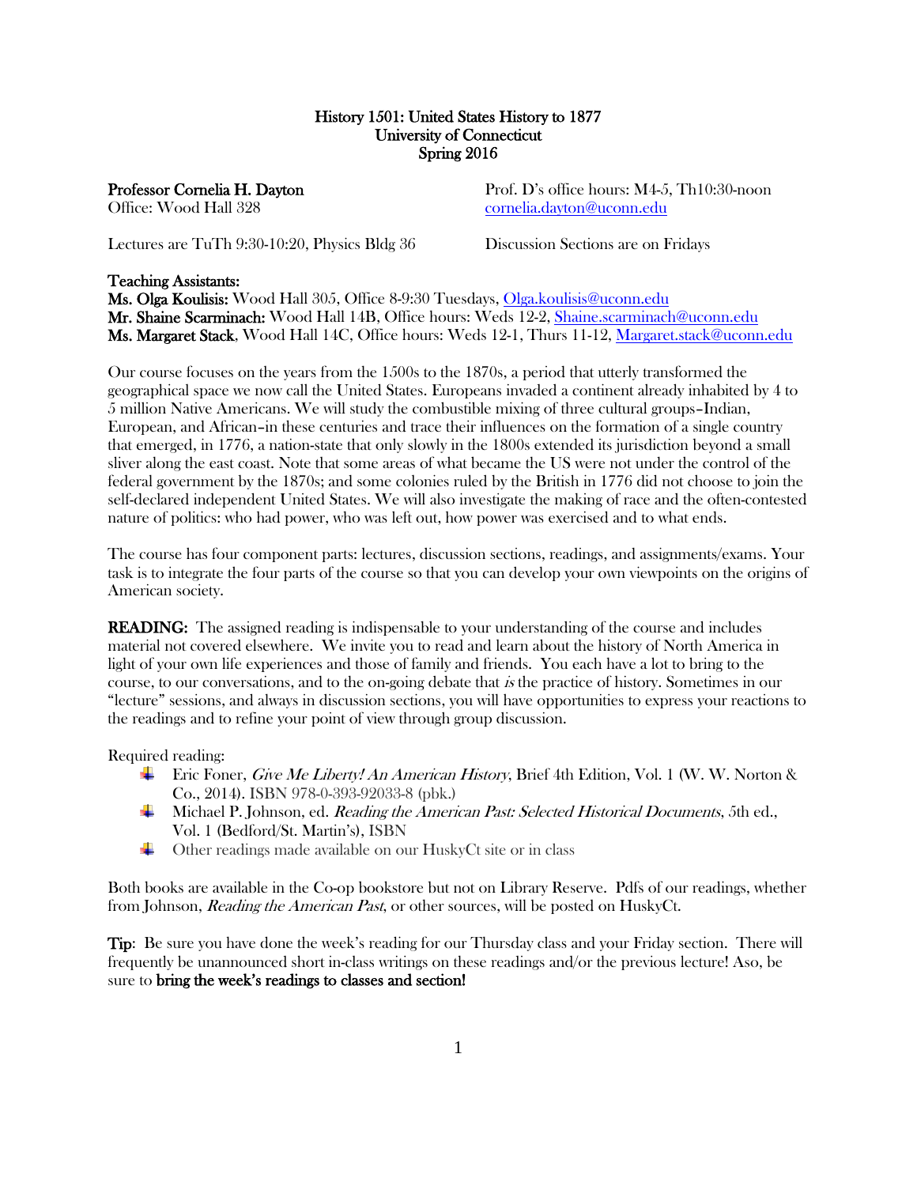# History 1501: United States History to 1877
## University of Connecticut
## Spring 2016

**Professor Cornelia H. Dayton**
Office: Wood Hall 328

Prof. D's office hours: M4-5, Th10:30-noon
cornelia.dayton@uconn.edu

Lectures are TuTh 9:30-10:20, Physics Bldg 36

Discussion Sections are on Fridays

**Teaching Assistants:**
**Ms. Olga Koulisis:** Wood Hall 305, Office 8-9:30 Tuesdays, Olga.koulisis@uconn.edu
**Mr. Shaine Scarminach:** Wood Hall 14B, Office hours: Weds 12-2, Shaine.scarminach@uconn.edu
**Ms. Margaret Stack**, Wood Hall 14C, Office hours: Weds 12-1, Thurs 11-12, Margaret.stack@uconn.edu

Our course focuses on the years from the 1500s to the 1870s, a period that utterly transformed the geographical space we now call the United States. Europeans invaded a continent already inhabited by 4 to 5 million Native Americans. We will study the combustible mixing of three cultural groups–Indian, European, and African–in these centuries and trace their influences on the formation of a single country that emerged, in 1776, a nation-state that only slowly in the 1800s extended its jurisdiction beyond a small sliver along the east coast. Note that some areas of what became the US were not under the control of the federal government by the 1870s; and some colonies ruled by the British in 1776 did not choose to join the self-declared independent United States. We will also investigate the making of race and the often-contested nature of politics: who had power, who was left out, how power was exercised and to what ends.

The course has four component parts: lectures, discussion sections, readings, and assignments/exams. Your task is to integrate the four parts of the course so that you can develop your own viewpoints on the origins of American society.

**READING:** The assigned reading is indispensable to your understanding of the course and includes material not covered elsewhere. We invite you to read and learn about the history of North America in light of your own life experiences and those of family and friends. You each have a lot to bring to the course, to our conversations, and to the on-going debate that *is* the practice of history. Sometimes in our "lecture" sessions, and always in discussion sections, you will have opportunities to express your reactions to the readings and to refine your point of view through group discussion.

Required reading:

- Eric Foner, *Give Me Liberty! An American History*, Brief 4th Edition, Vol. 1 (W. W. Norton & Co., 2014). ISBN 978-0-393-92033-8 (pbk.)
- Michael P. Johnson, ed. *Reading the American Past: Selected Historical Documents*, 5th ed., Vol. 1 (Bedford/St. Martin's), ISBN
- Other readings made available on our HuskyCt site or in class

Both books are available in the Co-op bookstore but not on Library Reserve. Pdfs of our readings, whether from Johnson, *Reading the American Past*, or other sources, will be posted on HuskyCt.

**Tip**: Be sure you have done the week's reading for our Thursday class and your Friday section. There will frequently be unannounced short in-class writings on these readings and/or the previous lecture! Aso, be sure to **bring the week's readings to classes and section!**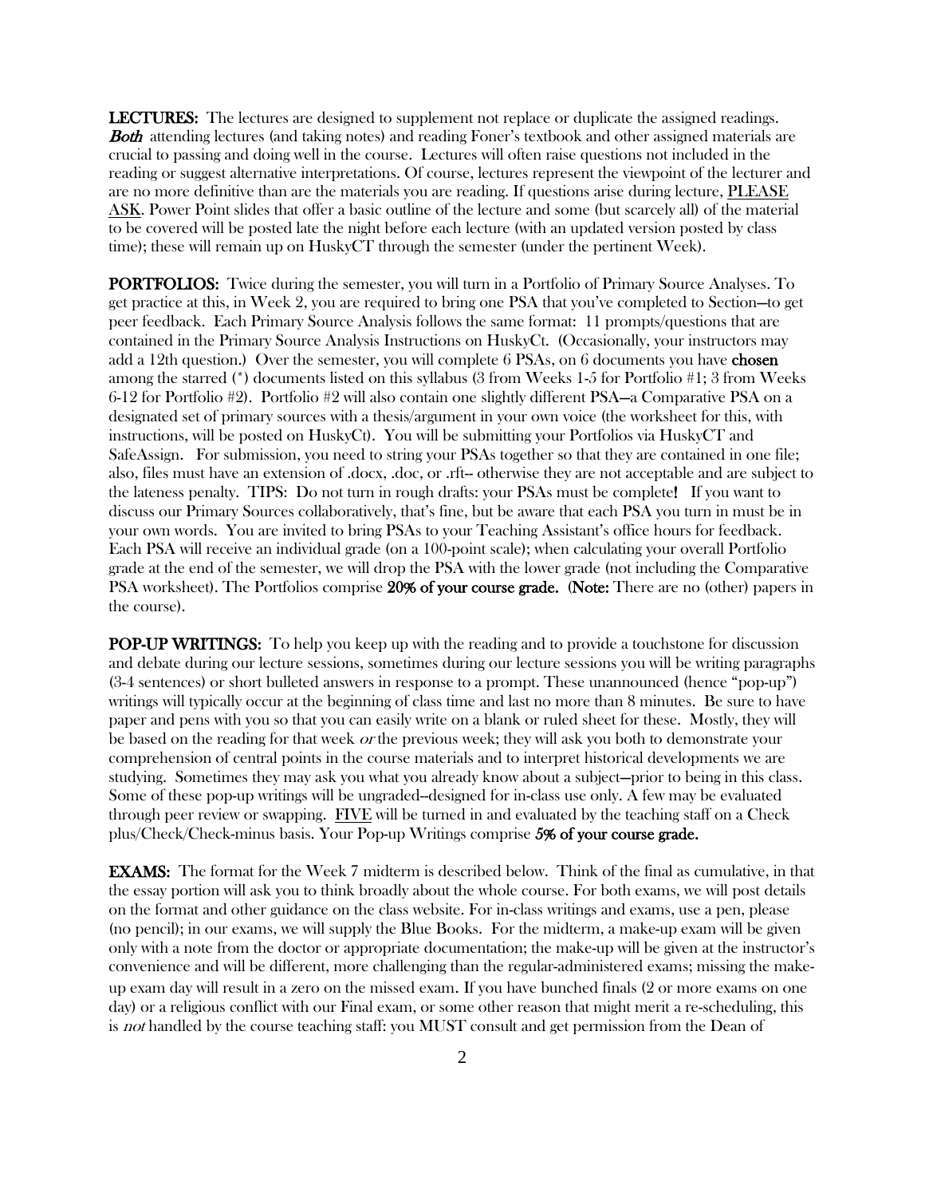**LECTURES:** The lectures are designed to supplement not replace or duplicate the assigned readings. ***Both*** attending lectures (and taking notes) and reading Foner's textbook and other assigned materials are crucial to passing and doing well in the course. Lectures will often raise questions not included in the reading or suggest alternative interpretations. Of course, lectures represent the viewpoint of the lecturer and are no more definitive than are the materials you are reading. If questions arise during lecture, PLEASE ASK. Power Point slides that offer a basic outline of the lecture and some (but scarcely all) of the material to be covered will be posted late the night before each lecture (with an updated version posted by class time); these will remain up on HuskyCT through the semester (under the pertinent Week).

**PORTFOLIOS:** Twice during the semester, you will turn in a Portfolio of Primary Source Analyses. To get practice at this, in Week 2, you are required to bring one PSA that you've completed to Section—to get peer feedback. Each Primary Source Analysis follows the same format: 11 prompts/questions that are contained in the Primary Source Analysis Instructions on HuskyCt. (Occasionally, your instructors may add a 12th question.) Over the semester, you will complete 6 PSAs, on 6 documents you have **chosen** among the starred (*) documents listed on this syllabus (3 from Weeks 1-5 for Portfolio #1; 3 from Weeks 6-12 for Portfolio #2). Portfolio #2 will also contain one slightly different PSA—a Comparative PSA on a designated set of primary sources with a thesis/argument in your own voice (the worksheet for this, with instructions, will be posted on HuskyCt). You will be submitting your Portfolios via HuskyCT and SafeAssign. For submission, you need to string your PSAs together so that they are contained in one file; also, files must have an extension of .docx, .doc, or .rft-- otherwise they are not acceptable and are subject to the lateness penalty. TIPS: Do not turn in rough drafts: your PSAs must be complete**!** If you want to discuss our Primary Sources collaboratively, that's fine, but be aware that each PSA you turn in must be in your own words. You are invited to bring PSAs to your Teaching Assistant's office hours for feedback. Each PSA will receive an individual grade (on a 100-point scale); when calculating your overall Portfolio grade at the end of the semester, we will drop the PSA with the lower grade (not including the Comparative PSA worksheet). The Portfolios comprise **20% of your course grade.** (**Note:** There are no (other) papers in the course).

**POP-UP WRITINGS:** To help you keep up with the reading and to provide a touchstone for discussion and debate during our lecture sessions, sometimes during our lecture sessions you will be writing paragraphs (3-4 sentences) or short bulleted answers in response to a prompt. These unannounced (hence "pop-up") writings will typically occur at the beginning of class time and last no more than 8 minutes. Be sure to have paper and pens with you so that you can easily write on a blank or ruled sheet for these. Mostly, they will be based on the reading for that week *or* the previous week; they will ask you both to demonstrate your comprehension of central points in the course materials and to interpret historical developments we are studying. Sometimes they may ask you what you already know about a subject—prior to being in this class. Some of these pop-up writings will be ungraded--designed for in-class use only. A few may be evaluated through peer review or swapping. FIVE will be turned in and evaluated by the teaching staff on a Check plus/Check/Check-minus basis. Your Pop-up Writings comprise **5% of your course grade.**

**EXAMS:** The format for the Week 7 midterm is described below. Think of the final as cumulative, in that the essay portion will ask you to think broadly about the whole course. For both exams, we will post details on the format and other guidance on the class website. For in-class writings and exams, use a pen, please (no pencil); in our exams, we will supply the Blue Books. For the midterm, a make-up exam will be given only with a note from the doctor or appropriate documentation; the make-up will be given at the instructor's convenience and will be different, more challenging than the regular-administered exams; missing the make-up exam day will result in a zero on the missed exam. If you have bunched finals (2 or more exams on one day) or a religious conflict with our Final exam, or some other reason that might merit a re-scheduling, this is *not* handled by the course teaching staff: you MUST consult and get permission from the Dean of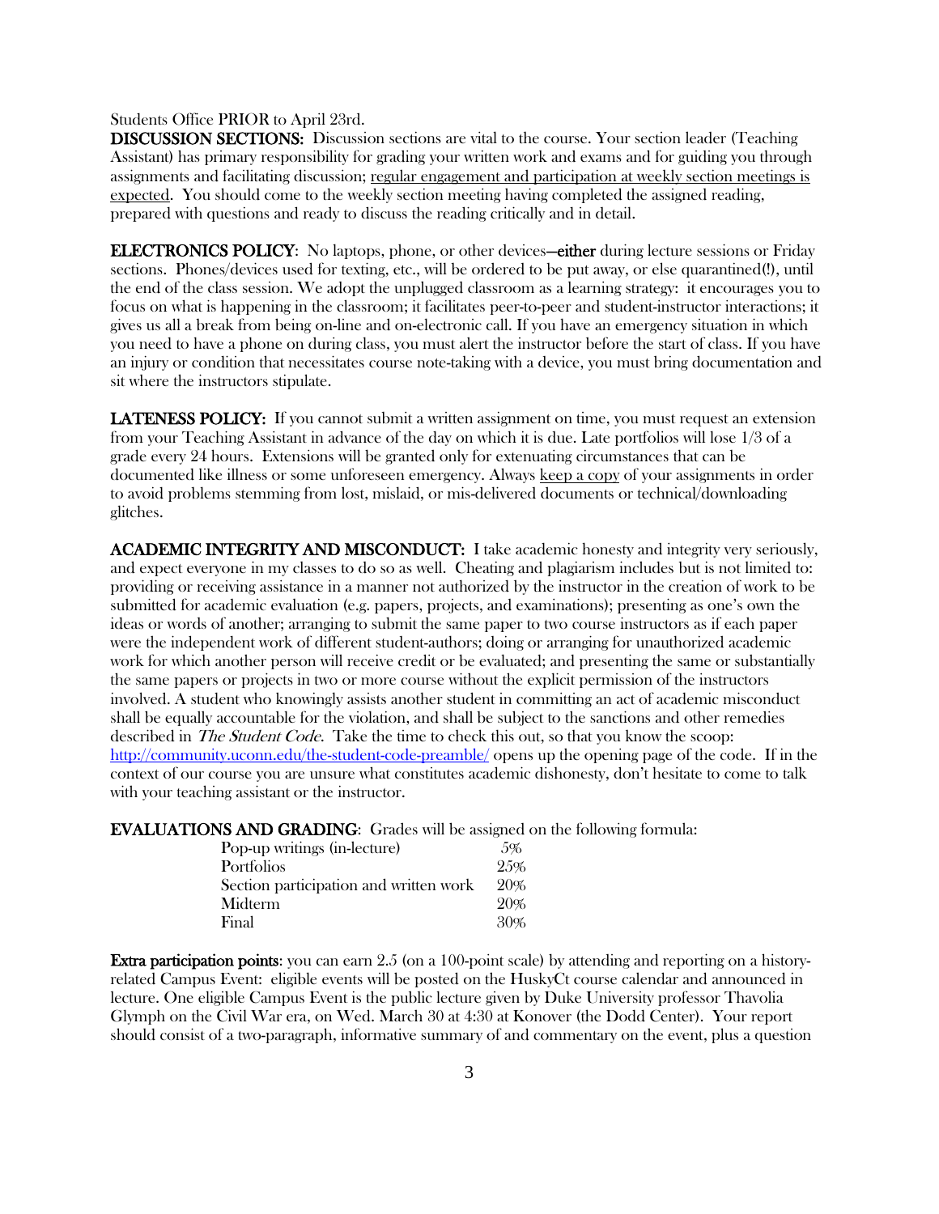Students Office PRIOR to April 23rd.

**DISCUSSION SECTIONS:** Discussion sections are vital to the course. Your section leader (Teaching Assistant) has primary responsibility for grading your written work and exams and for guiding you through assignments and facilitating discussion; regular engagement and participation at weekly section meetings is expected. You should come to the weekly section meeting having completed the assigned reading, prepared with questions and ready to discuss the reading critically and in detail.

**ELECTRONICS POLICY**: No laptops, phone, or other devices—**either** during lecture sessions or Friday sections. Phones/devices used for texting, etc., will be ordered to be put away, or else quarantined(!), until the end of the class session. We adopt the unplugged classroom as a learning strategy: it encourages you to focus on what is happening in the classroom; it facilitates peer-to-peer and student-instructor interactions; it gives us all a break from being on-line and on-electronic call. If you have an emergency situation in which you need to have a phone on during class, you must alert the instructor before the start of class. If you have an injury or condition that necessitates course note-taking with a device, you must bring documentation and sit where the instructors stipulate.

**LATENESS POLICY:** If you cannot submit a written assignment on time, you must request an extension from your Teaching Assistant in advance of the day on which it is due. Late portfolios will lose 1/3 of a grade every 24 hours. Extensions will be granted only for extenuating circumstances that can be documented like illness or some unforeseen emergency. Always keep a copy of your assignments in order to avoid problems stemming from lost, mislaid, or mis-delivered documents or technical/downloading glitches.

**ACADEMIC INTEGRITY AND MISCONDUCT:** I take academic honesty and integrity very seriously, and expect everyone in my classes to do so as well. Cheating and plagiarism includes but is not limited to: providing or receiving assistance in a manner not authorized by the instructor in the creation of work to be submitted for academic evaluation (e.g. papers, projects, and examinations); presenting as one's own the ideas or words of another; arranging to submit the same paper to two course instructors as if each paper were the independent work of different student-authors; doing or arranging for unauthorized academic work for which another person will receive credit or be evaluated; and presenting the same or substantially the same papers or projects in two or more course without the explicit permission of the instructors involved. A student who knowingly assists another student in committing an act of academic misconduct shall be equally accountable for the violation, and shall be subject to the sanctions and other remedies described in *The Student Code*. Take the time to check this out, so that you know the scoop: http://community.uconn.edu/the-student-code-preamble/ opens up the opening page of the code. If in the context of our course you are unsure what constitutes academic dishonesty, don't hesitate to come to talk with your teaching assistant or the instructor.

**EVALUATIONS AND GRADING**: Grades will be assigned on the following formula:

| | |
|---|---|
| Pop-up writings (in-lecture) | 5% |
| Portfolios | 25% |
| Section participation and written work | 20% |
| Midterm | 20% |
| Final | 30% |

**Extra participation points**: you can earn 2.5 (on a 100-point scale) by attending and reporting on a history-related Campus Event: eligible events will be posted on the HuskyCt course calendar and announced in lecture. One eligible Campus Event is the public lecture given by Duke University professor Thavolia Glymph on the Civil War era, on Wed. March 30 at 4:30 at Konover (the Dodd Center). Your report should consist of a two-paragraph, informative summary of and commentary on the event, plus a question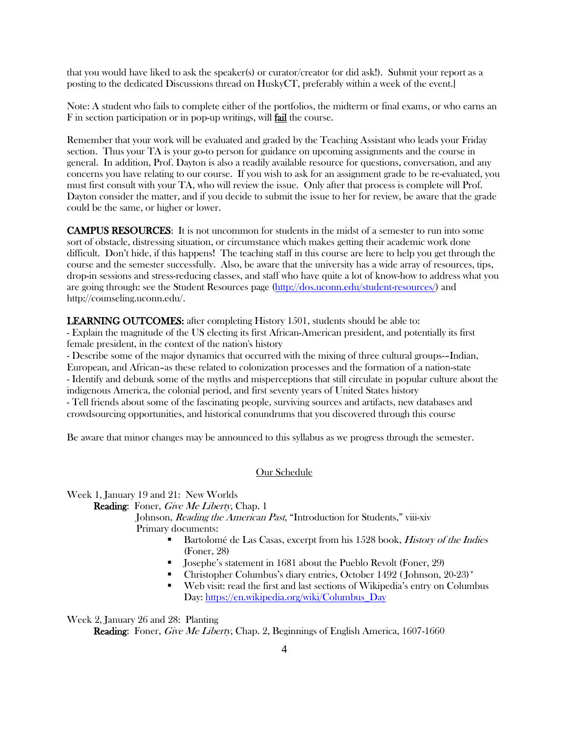that you would have liked to ask the speaker(s) or curator/creator (or did ask!). Submit your report as a posting to the dedicated Discussions thread on HuskyCT, preferably within a week of the event.]

Note: A student who fails to complete either of the portfolios, the midterm or final exams, or who earns an F in section participation or in pop-up writings, will **fail** the course.

Remember that your work will be evaluated and graded by the Teaching Assistant who leads your Friday section. Thus your TA is your go-to person for guidance on upcoming assignments and the course in general. In addition, Prof. Dayton is also a readily available resource for questions, conversation, and any concerns you have relating to our course. If you wish to ask for an assignment grade to be re-evaluated, you must first consult with your TA, who will review the issue. Only after that process is complete will Prof. Dayton consider the matter, and if you decide to submit the issue to her for review, be aware that the grade could be the same, or higher or lower.

**CAMPUS RESOURCES**: It is not uncommon for students in the midst of a semester to run into some sort of obstacle, distressing situation, or circumstance which makes getting their academic work done difficult. Don't hide, if this happens! The teaching staff in this course are here to help you get through the course and the semester successfully. Also, be aware that the university has a wide array of resources, tips, drop-in sessions and stress-reducing classes, and staff who have quite a lot of know-how to address what you are going through: see the Student Resources page (http://dos.uconn.edu/student-resources/) and http://counseling.uconn.edu/.

**LEARNING OUTCOMES:** after completing History 1501, students should be able to:
- Explain the magnitude of the US electing its first African-American president, and potentially its first female president, in the context of the nation's history
- Describe some of the major dynamics that occurred with the mixing of three cultural groups--Indian, European, and African–as these related to colonization processes and the formation of a nation-state
- Identify and debunk some of the myths and misperceptions that still circulate in popular culture about the indigenous America, the colonial period, and first seventy years of United States history
- Tell friends about some of the fascinating people, surviving sources and artifacts, new databases and crowdsourcing opportunities, and historical conundrums that you discovered through this course

Be aware that minor changes may be announced to this syllabus as we progress through the semester.

## Our Schedule

Week 1, January 19 and 21: New Worlds

**Reading**: Foner, *Give Me Liberty*, Chap. 1

Johnson, *Reading the American Past*, "Introduction for Students," viii-xiv

Primary documents:

- Bartolomé de Las Casas, excerpt from his 1528 book, *History of the Indies* (Foner, 28)
- Josephe's statement in 1681 about the Pueblo Revolt (Foner, 29)
- Christopher Columbus's diary entries, October 1492 (Johnson, 20-23)*
- Web visit: read the first and last sections of Wikipedia's entry on Columbus Day: https://en.wikipedia.org/wiki/Columbus_Day

Week 2, January 26 and 28: Planting

**Reading**: Foner, *Give Me Liberty*, Chap. 2, Beginnings of English America, 1607-1660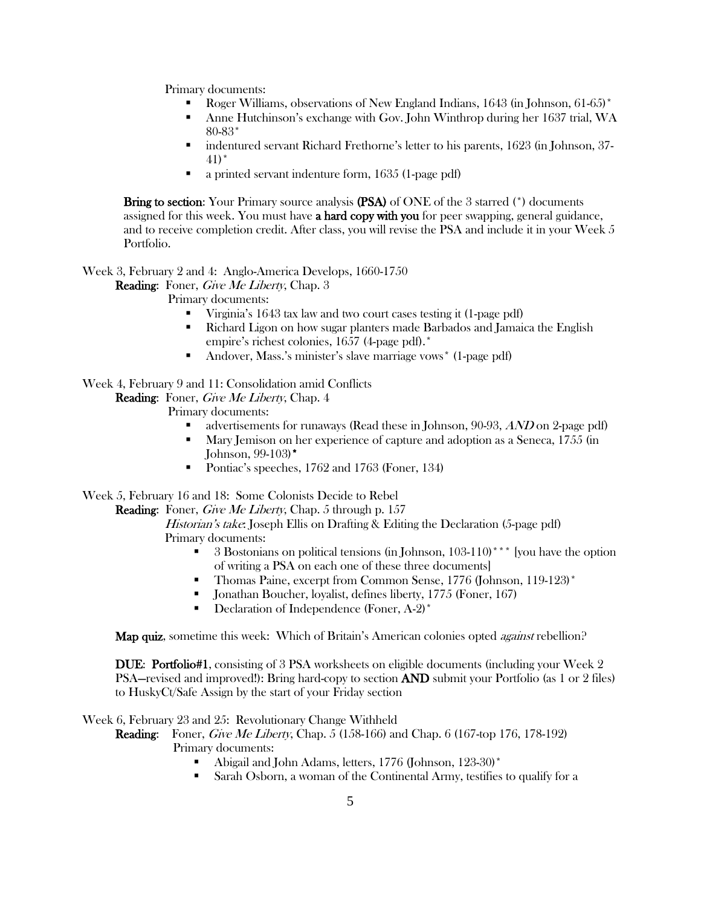Primary documents:

- Roger Williams, observations of New England Indians, 1643 (in Johnson, 61-65)*
- Anne Hutchinson's exchange with Gov. John Winthrop during her 1637 trial, WA 80-83*
- indentured servant Richard Frethorne's letter to his parents, 1623 (in Johnson, 37-41)*
- a printed servant indenture form, 1635 (1-page pdf)

**Bring to section**: Your Primary source analysis **(PSA)** of ONE of the 3 starred (*) documents assigned for this week. You must have **a hard copy with you** for peer swapping, general guidance, and to receive completion credit. After class, you will revise the PSA and include it in your Week 5 Portfolio.

Week 3, February 2 and 4: Anglo-America Develops, 1660-1750

**Reading**: Foner, *Give Me Liberty*, Chap. 3

Primary documents:

- Virginia's 1643 tax law and two court cases testing it (1-page pdf)
- Richard Ligon on how sugar planters made Barbados and Jamaica the English empire's richest colonies, 1657 (4-page pdf).*
- Andover, Mass.'s minister's slave marriage vows* (1-page pdf)

Week 4, February 9 and 11: Consolidation amid Conflicts

**Reading**: Foner, *Give Me Liberty*, Chap. 4

Primary documents:

- advertisements for runaways (Read these in Johnson, 90-93, *AND* on 2-page pdf)
- Mary Jemison on her experience of capture and adoption as a Seneca, 1755 (in Johnson, 99-103)*
- Pontiac's speeches, 1762 and 1763 (Foner, 134)

Week 5, February 16 and 18: Some Colonists Decide to Rebel

**Reading**: Foner, *Give Me Liberty*, Chap. 5 through p. 157

*Historian's take*: Joseph Ellis on Drafting & Editing the Declaration (5-page pdf)

Primary documents:

- 3 Bostonians on political tensions (in Johnson, 103-110)*** [you have the option of writing a PSA on each one of these three documents]
- Thomas Paine, excerpt from Common Sense, 1776 (Johnson, 119-123)*
- Jonathan Boucher, loyalist, defines liberty, 1775 (Foner, 167)
- Declaration of Independence (Foner, A-2)*

**Map quiz**, sometime this week: Which of Britain's American colonies opted *against* rebellion?

**DUE: Portfolio#1**, consisting of 3 PSA worksheets on eligible documents (including your Week 2 PSA—revised and improved!): Bring hard-copy to section **AND** submit your Portfolio (as 1 or 2 files) to HuskyCt/Safe Assign by the start of your Friday section

Week 6, February 23 and 25: Revolutionary Change Withheld

**Reading**: Foner, *Give Me Liberty*, Chap. 5 (158-166) and Chap. 6 (167-top 176, 178-192)

Primary documents:

- Abigail and John Adams, letters, 1776 (Johnson, 123-30)*
- Sarah Osborn, a woman of the Continental Army, testifies to qualify for a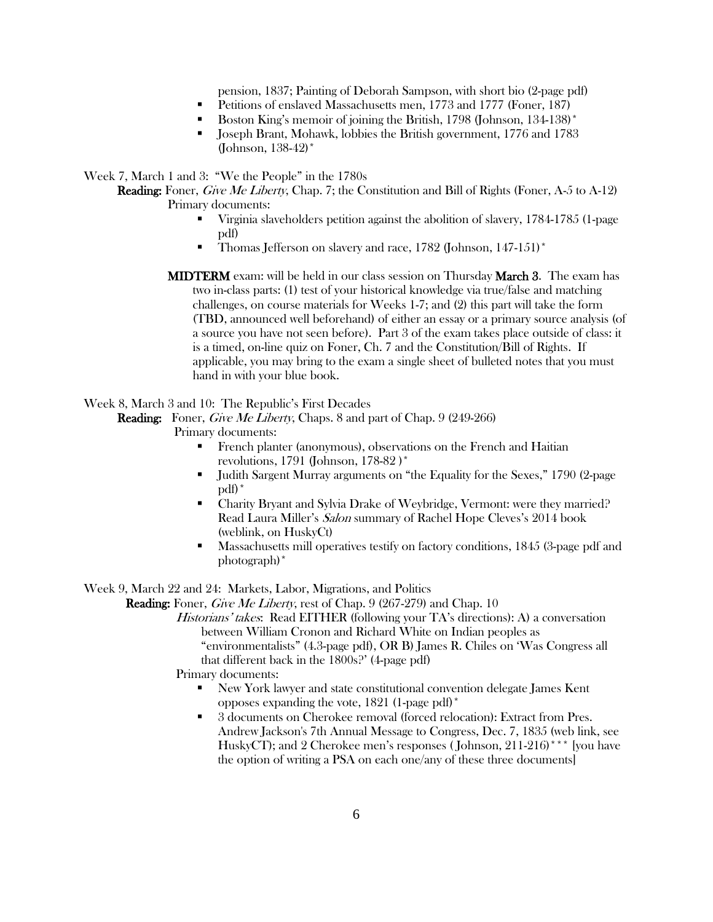pension, 1837; Painting of Deborah Sampson, with short bio (2-page pdf)

- Petitions of enslaved Massachusetts men, 1773 and 1777 (Foner, 187)
- Boston King's memoir of joining the British, 1798 (Johnson, 134-138)*
- Joseph Brant, Mohawk, lobbies the British government, 1776 and 1783 (Johnson, 138-42)*

Week 7, March 1 and 3: "We the People" in the 1780s

**Reading:** Foner, *Give Me Liberty*, Chap. 7; the Constitution and Bill of Rights (Foner, A-5 to A-12)

Primary documents:

- Virginia slaveholders petition against the abolition of slavery, 1784-1785 (1-page pdf)
- Thomas Jefferson on slavery and race, 1782 (Johnson, 147-151)*

**MIDTERM** exam: will be held in our class session on Thursday **March 3**. The exam has two in-class parts: (1) test of your historical knowledge via true/false and matching challenges, on course materials for Weeks 1-7; and (2) this part will take the form (TBD, announced well beforehand) of either an essay or a primary source analysis (of a source you have not seen before). Part 3 of the exam takes place outside of class: it is a timed, on-line quiz on Foner, Ch. 7 and the Constitution/Bill of Rights. If applicable, you may bring to the exam a single sheet of bulleted notes that you must hand in with your blue book.

Week 8, March 3 and 10: The Republic's First Decades

**Reading:** Foner, *Give Me Liberty*, Chaps. 8 and part of Chap. 9 (249-266)

Primary documents:

- French planter (anonymous), observations on the French and Haitian revolutions, 1791 (Johnson, 178-82 )*
- Judith Sargent Murray arguments on "the Equality for the Sexes," 1790 (2-page pdf)*
- Charity Bryant and Sylvia Drake of Weybridge, Vermont: were they married? Read Laura Miller's *Salon* summary of Rachel Hope Cleves's 2014 book (weblink, on HuskyCt)
- Massachusetts mill operatives testify on factory conditions, 1845 (3-page pdf and photograph)*

Week 9, March 22 and 24: Markets, Labor, Migrations, and Politics

**Reading:** Foner, *Give Me Liberty*, rest of Chap. 9 (267-279) and Chap. 10

*Historians' takes*: Read EITHER (following your TA's directions): A) a conversation between William Cronon and Richard White on Indian peoples as "environmentalists" (4.3-page pdf), OR B) James R. Chiles on 'Was Congress all that different back in the 1800s?' (4-page pdf)

Primary documents:

- New York lawyer and state constitutional convention delegate James Kent opposes expanding the vote, 1821 (1-page pdf)*
- 3 documents on Cherokee removal (forced relocation): Extract from Pres. Andrew Jackson's 7th Annual Message to Congress, Dec. 7, 1835 (web link, see HuskyCT); and 2 Cherokee men's responses ( Johnson, 211-216)*** [you have the option of writing a PSA on each one/any of these three documents]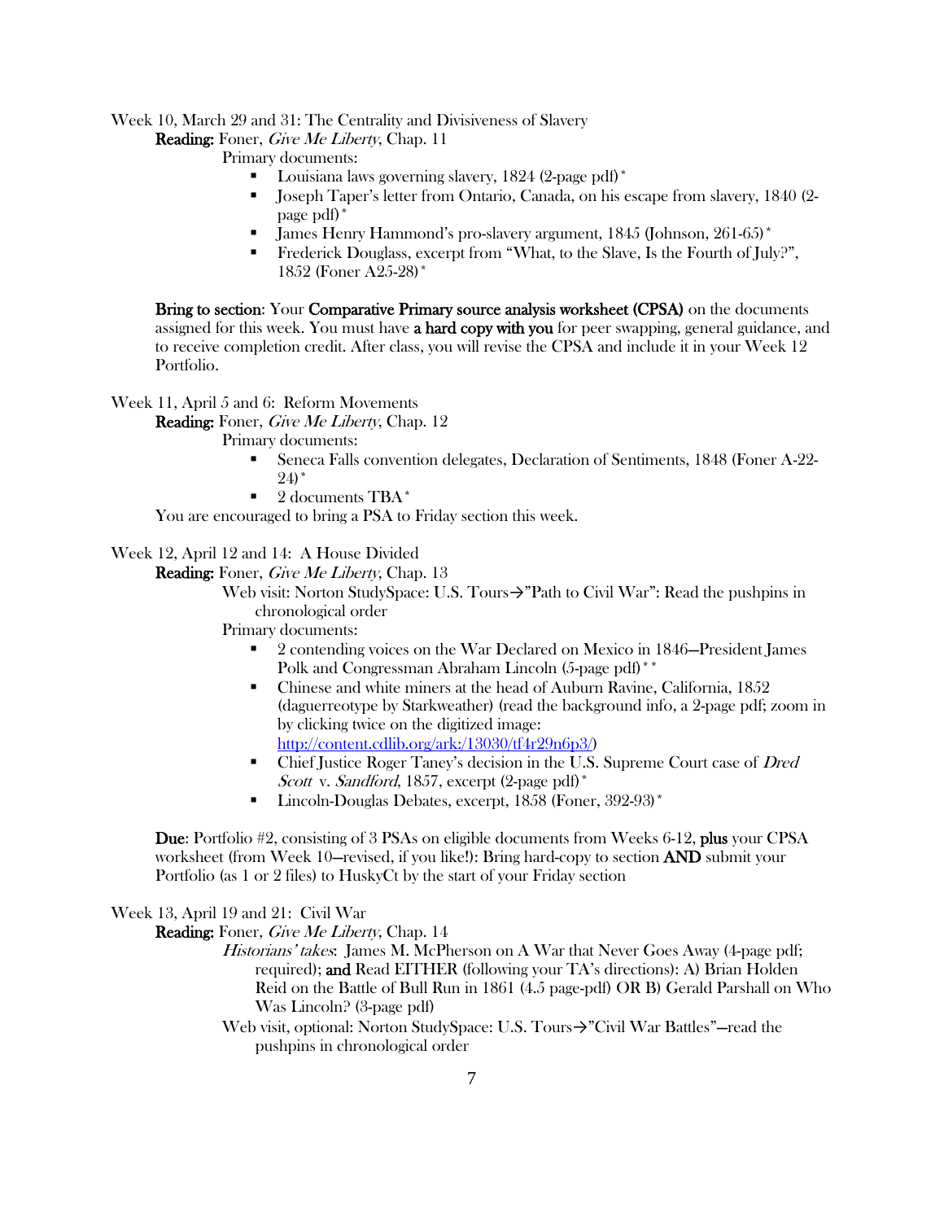Week 10, March 29 and 31: The Centrality and Divisiveness of Slavery

**Reading:** Foner, *Give Me Liberty*, Chap. 11

Primary documents:

- Louisiana laws governing slavery, 1824 (2-page pdf)*
- Joseph Taper's letter from Ontario, Canada, on his escape from slavery, 1840 (2-page pdf)*
- James Henry Hammond's pro-slavery argument, 1845 (Johnson, 261-65)*
- Frederick Douglass, excerpt from "What, to the Slave, Is the Fourth of July?", 1852 (Foner A25-28)*

**Bring to section:** Your **Comparative Primary source analysis worksheet (CPSA)** on the documents assigned for this week. You must have **a hard copy with you** for peer swapping, general guidance, and to receive completion credit. After class, you will revise the CPSA and include it in your Week 12 Portfolio.

Week 11, April 5 and 6: Reform Movements

**Reading:** Foner, *Give Me Liberty*, Chap. 12

Primary documents:

- Seneca Falls convention delegates, Declaration of Sentiments, 1848 (Foner A-22-24)*
- 2 documents TBA*

You are encouraged to bring a PSA to Friday section this week.

Week 12, April 12 and 14: A House Divided

**Reading:** Foner, *Give Me Liberty*, Chap. 13

Web visit: Norton StudySpace: U.S. Tours→"Path to Civil War": Read the pushpins in chronological order

Primary documents:

- 2 contending voices on the War Declared on Mexico in 1846—President James Polk and Congressman Abraham Lincoln (5-page pdf)**
- Chinese and white miners at the head of Auburn Ravine, California, 1852 (daguerreotype by Starkweather) (read the background info, a 2-page pdf; zoom in by clicking twice on the digitized image: http://content.cdlib.org/ark:/13030/tf4r29n6p3/)
- Chief Justice Roger Taney's decision in the U.S. Supreme Court case of *Dred Scott* v. *Sandford*, 1857, excerpt (2-page pdf)*
- Lincoln-Douglas Debates, excerpt, 1858 (Foner, 392-93)*

**Due**: Portfolio #2, consisting of 3 PSAs on eligible documents from Weeks 6-12, **plus** your CPSA worksheet (from Week 10—revised, if you like!): Bring hard-copy to section **AND** submit your Portfolio (as 1 or 2 files) to HuskyCt by the start of your Friday section

Week 13, April 19 and 21: Civil War

**Reading:** Foner, *Give Me Liberty*, Chap. 14

*Historians' takes*: James M. McPherson on A War that Never Goes Away (4-page pdf; required); **and** Read EITHER (following your TA's directions): A) Brian Holden Reid on the Battle of Bull Run in 1861 (4.5 page-pdf) OR B) Gerald Parshall on Who Was Lincoln? (3-page pdf)

Web visit, optional: Norton StudySpace: U.S. Tours→"Civil War Battles"—read the pushpins in chronological order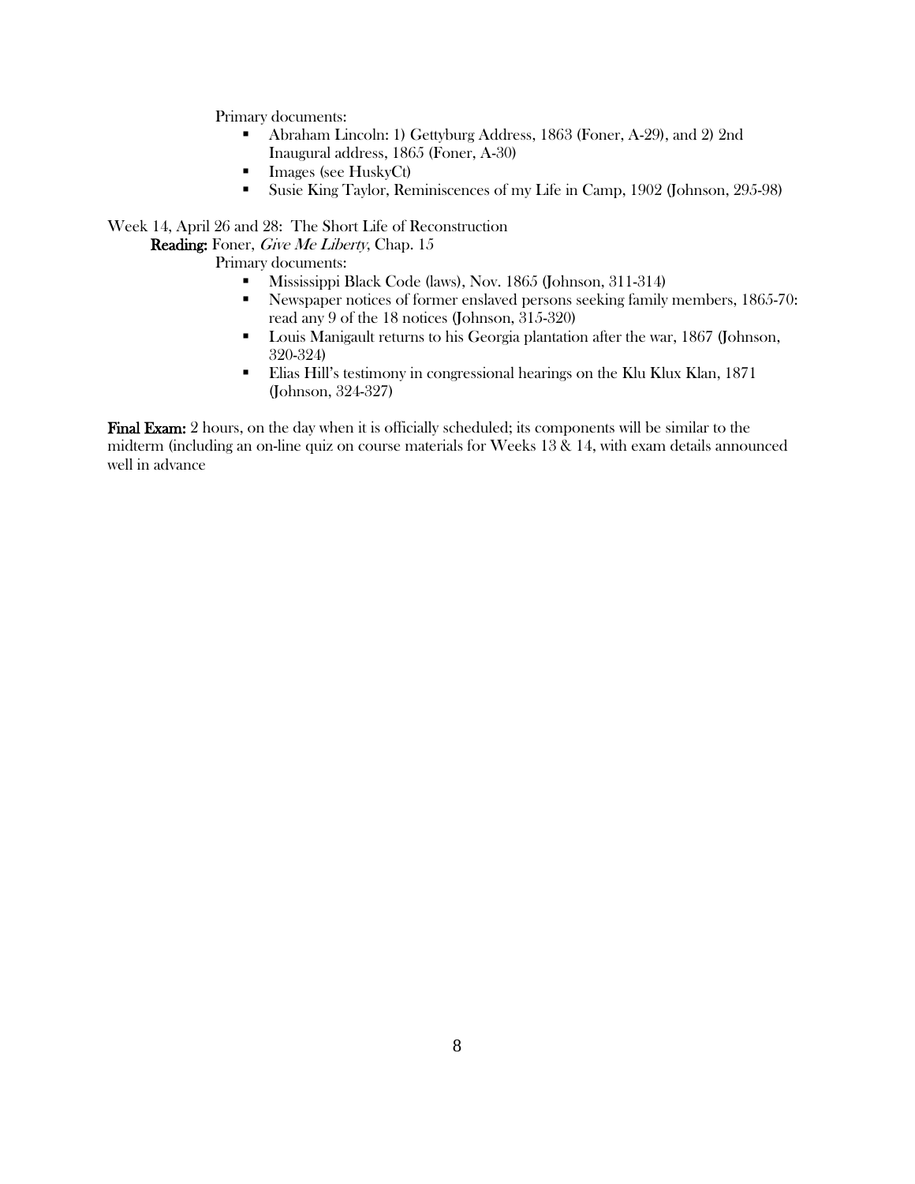Primary documents:

- Abraham Lincoln: 1) Gettyburg Address, 1863 (Foner, A-29), and 2) 2nd Inaugural address, 1865 (Foner, A-30)
- Images (see HuskyCt)
- Susie King Taylor, Reminiscences of my Life in Camp, 1902 (Johnson, 295-98)

Week 14, April 26 and 28: The Short Life of Reconstruction

**Reading:** Foner, *Give Me Liberty*, Chap. 15

Primary documents:

- Mississippi Black Code (laws), Nov. 1865 (Johnson, 311-314)
- Newspaper notices of former enslaved persons seeking family members, 1865-70: read any 9 of the 18 notices (Johnson, 315-320)
- Louis Manigault returns to his Georgia plantation after the war, 1867 (Johnson, 320-324)
- Elias Hill's testimony in congressional hearings on the Klu Klux Klan, 1871 (Johnson, 324-327)

**Final Exam:** 2 hours, on the day when it is officially scheduled; its components will be similar to the midterm (including an on-line quiz on course materials for Weeks 13 & 14, with exam details announced well in advance